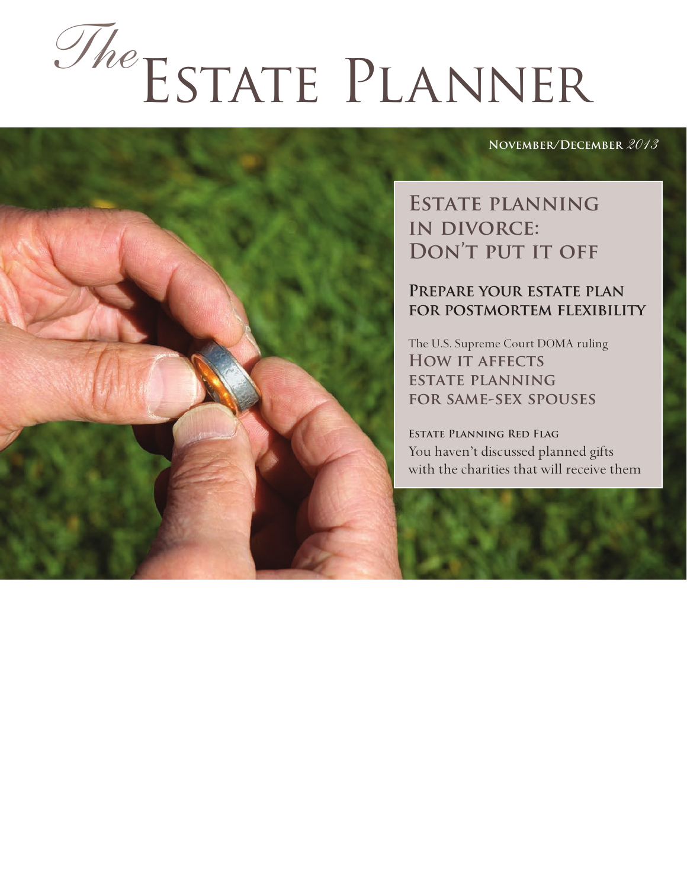# *The* Estate Planner

**November/December** *2013*

## Estate planning in divorce: Don't put it off

## Prepare your estate plan for postmortem flexibility

The U.S. Supreme Court DOMA ruling

## How it affects estate planning for same-sex spouses

**Estate Planning Red Flag**

You haven't discussed planned gifts with the charities that will receive them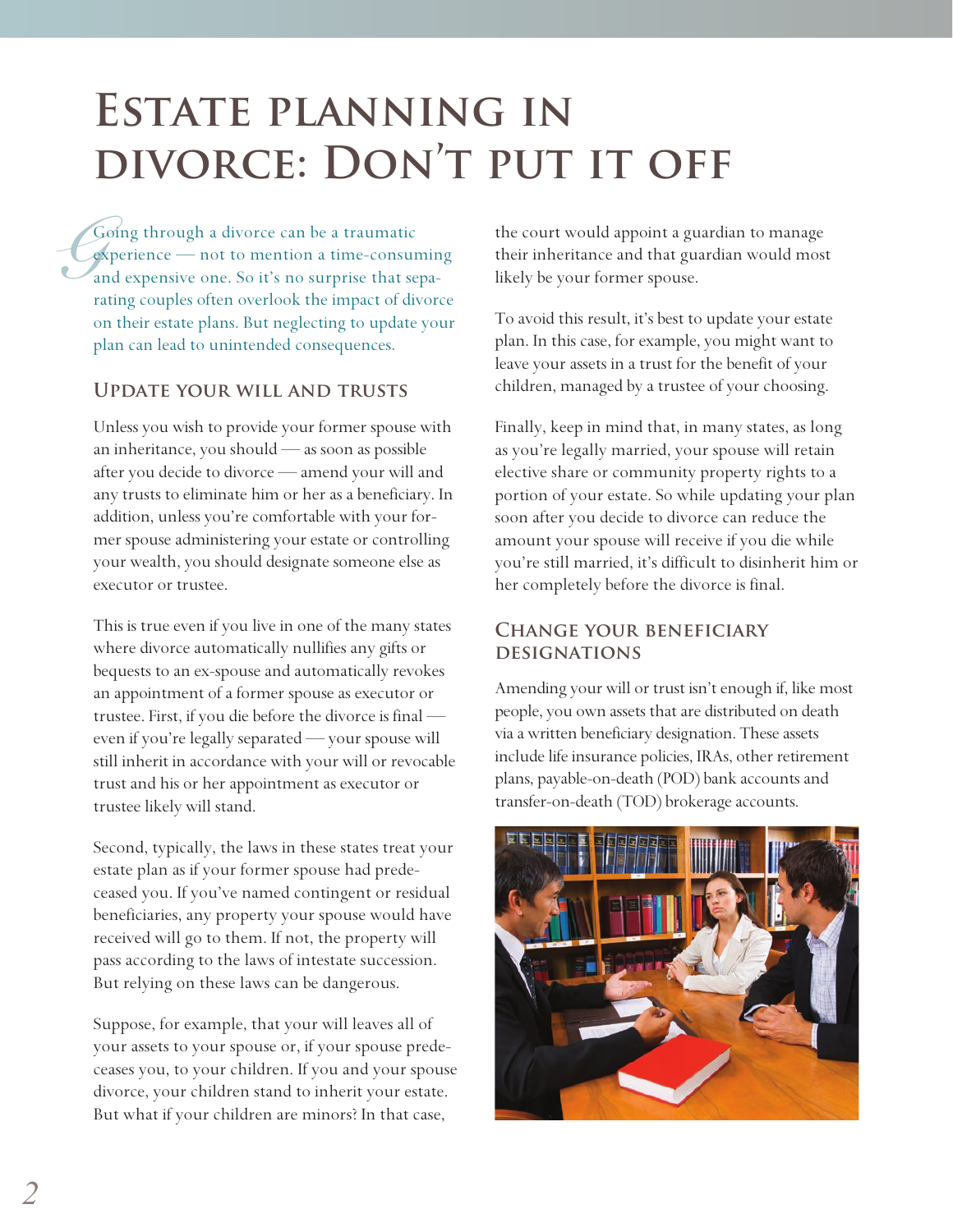# Estate planning in divorce: Don't put it off

Going through a divorce can be a traumatic experience — not to mention a time-consuming and expensive one. So it's no surprise that separating couples often overlook the impact of divorce on their estate plans. But neglecting to update your plan can lead to unintended consequences.

## Update your will and trusts

Unless you wish to provide your former spouse with an inheritance, you should — as soon as possible after you decide to divorce — amend your will and any trusts to eliminate him or her as a beneficiary. In addition, unless you're comfortable with your former spouse administering your estate or controlling your wealth, you should designate someone else as executor or trustee.

This is true even if you live in one of the many states where divorce automatically nullifies any gifts or bequests to an ex-spouse and automatically revokes an appointment of a former spouse as executor or trustee. First, if you die before the divorce is final — even if you're legally separated — your spouse will still inherit in accordance with your will or revocable trust and his or her appointment as executor or trustee likely will stand.

Second, typically, the laws in these states treat your estate plan as if your former spouse had predeceased you. If you've named contingent or residual beneficiaries, any property your spouse would have received will go to them. If not, the property will pass according to the laws of intestate succession. But relying on these laws can be dangerous.

Suppose, for example, that your will leaves all of your assets to your spouse or, if your spouse predeceases you, to your children. If you and your spouse divorce, your children stand to inherit your estate. But what if your children are minors? In that case, the court would appoint a guardian to manage their inheritance and that guardian would most likely be your former spouse.

To avoid this result, it's best to update your estate plan. In this case, for example, you might want to leave your assets in a trust for the benefit of your children, managed by a trustee of your choosing.

Finally, keep in mind that, in many states, as long as you're legally married, your spouse will retain elective share or community property rights to a portion of your estate. So while updating your plan soon after you decide to divorce can reduce the amount your spouse will receive if you die while you're still married, it's difficult to disinherit him or her completely before the divorce is final.

## Change your beneficiary designations

Amending your will or trust isn't enough if, like most people, you own assets that are distributed on death via a written beneficiary designation. These assets include life insurance policies, IRAs, other retirement plans, payable-on-death (POD) bank accounts and transfer-on-death (TOD) brokerage accounts.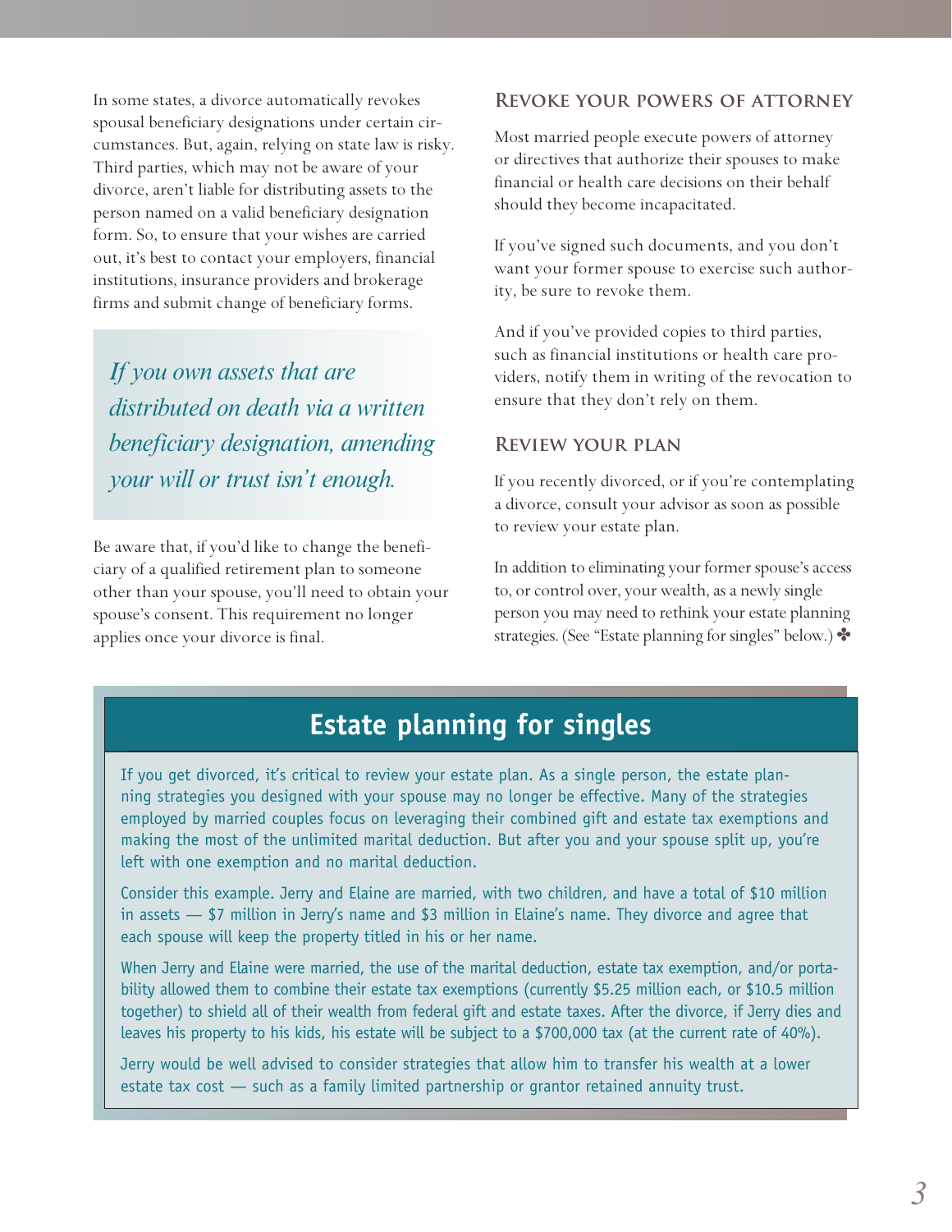In some states, a divorce automatically revokes spousal beneficiary designations under certain circumstances. But, again, relying on state law is risky. Third parties, which may not be aware of your divorce, aren't liable for distributing assets to the person named on a valid beneficiary designation form. So, to ensure that your wishes are carried out, it's best to contact your employers, financial institutions, insurance providers and brokerage firms and submit change of beneficiary forms.

*If you own assets that are distributed on death via a written beneficiary designation, amending your will or trust isn't enough.*

Be aware that, if you'd like to change the beneficiary of a qualified retirement plan to someone other than your spouse, you'll need to obtain your spouse's consent. This requirement no longer applies once your divorce is final.

### Revoke your powers of attorney

Most married people execute powers of attorney or directives that authorize their spouses to make financial or health care decisions on their behalf should they become incapacitated.

If you've signed such documents, and you don't want your former spouse to exercise such authority, be sure to revoke them.

And if you've provided copies to third parties, such as financial institutions or health care providers, notify them in writing of the revocation to ensure that they don't rely on them.

### Review your plan

If you recently divorced, or if you're contemplating a divorce, consult your advisor as soon as possible to review your estate plan.

In addition to eliminating your former spouse's access to, or control over, your wealth, as a newly single person you may need to rethink your estate planning strategies. (See "Estate planning for singles" below.) ✤

## Estate planning for singles

If you get divorced, it's critical to review your estate plan. As a single person, the estate planning strategies you designed with your spouse may no longer be effective. Many of the strategies employed by married couples focus on leveraging their combined gift and estate tax exemptions and making the most of the unlimited marital deduction. But after you and your spouse split up, you're left with one exemption and no marital deduction.

Consider this example. Jerry and Elaine are married, with two children, and have a total of $10 million in assets — $7 million in Jerry's name and $3 million in Elaine's name. They divorce and agree that each spouse will keep the property titled in his or her name.

When Jerry and Elaine were married, the use of the marital deduction, estate tax exemption, and/or portability allowed them to combine their estate tax exemptions (currently $5.25 million each, or $10.5 million together) to shield all of their wealth from federal gift and estate taxes. After the divorce, if Jerry dies and leaves his property to his kids, his estate will be subject to a $700,000 tax (at the current rate of 40%).

Jerry would be well advised to consider strategies that allow him to transfer his wealth at a lower estate tax cost — such as a family limited partnership or grantor retained annuity trust.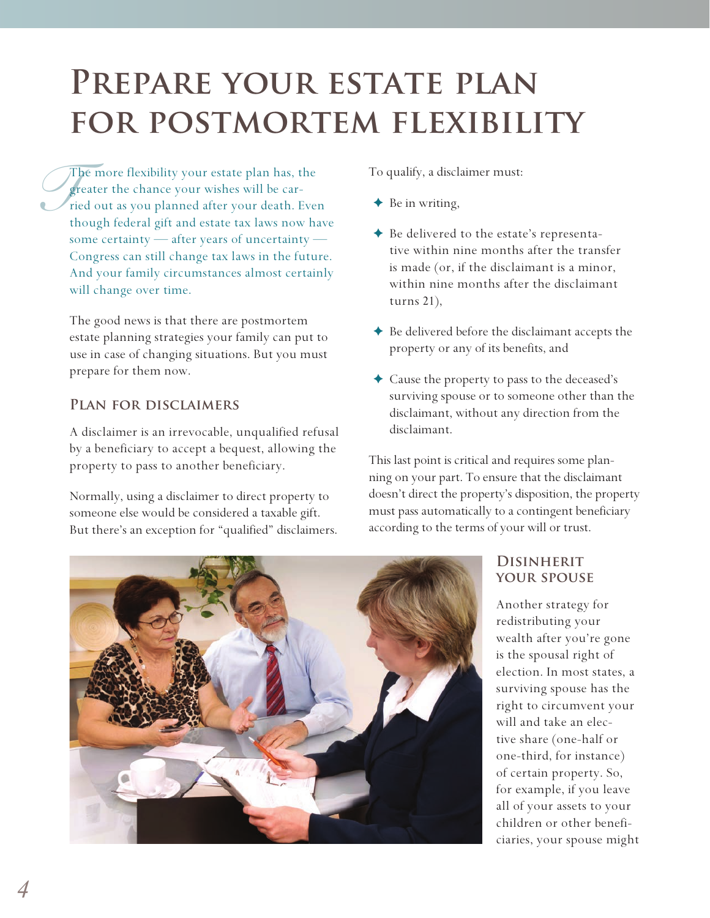# Prepare your estate plan for postmortem flexibility

The more flexibility your estate plan has, the greater the chance your wishes will be carried out as you planned after your death. Even though federal gift and estate tax laws now have some certainty — after years of uncertainty — Congress can still change tax laws in the future. And your family circumstances almost certainly will change over time.

The good news is that there are postmortem estate planning strategies your family can put to use in case of changing situations. But you must prepare for them now.

## Plan for disclaimers

A disclaimer is an irrevocable, unqualified refusal by a beneficiary to accept a bequest, allowing the property to pass to another beneficiary.

Normally, using a disclaimer to direct property to someone else would be considered a taxable gift. But there's an exception for "qualified" disclaimers.

To qualify, a disclaimer must:

- Be in writing,
- Be delivered to the estate's representative within nine months after the transfer is made (or, if the disclaimant is a minor, within nine months after the disclaimant turns 21),
- Be delivered before the disclaimant accepts the property or any of its benefits, and
- Cause the property to pass to the deceased's surviving spouse or to someone other than the disclaimant, without any direction from the disclaimant.

This last point is critical and requires some planning on your part. To ensure that the disclaimant doesn't direct the property's disposition, the property must pass automatically to a contingent beneficiary according to the terms of your will or trust.

## Disinherit your spouse

Another strategy for redistributing your wealth after you're gone is the spousal right of election. In most states, a surviving spouse has the right to circumvent your will and take an elective share (one-half or one-third, for instance) of certain property. So, for example, if you leave all of your assets to your children or other beneficiaries, your spouse might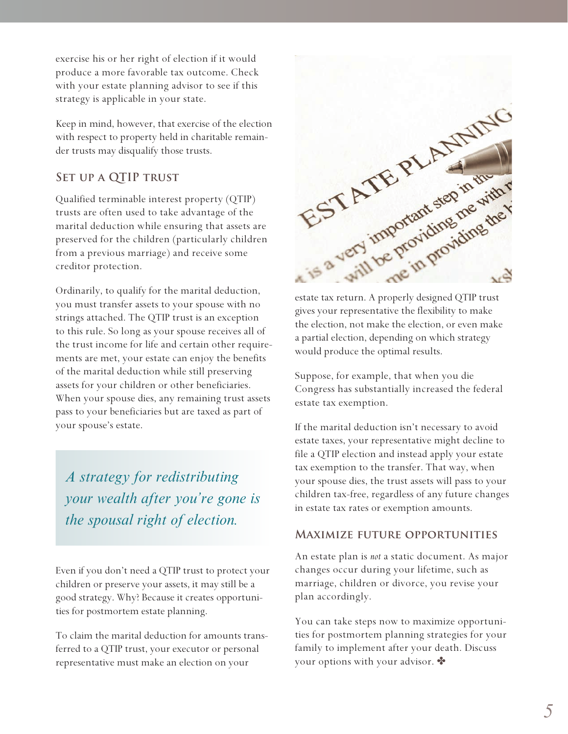exercise his or her right of election if it would produce a more favorable tax outcome. Check with your estate planning advisor to see if this strategy is applicable in your state.

Keep in mind, however, that exercise of the election with respect to property held in charitable remainder trusts may disqualify those trusts.

## Set up a QTIP trust

Qualified terminable interest property (QTIP) trusts are often used to take advantage of the marital deduction while ensuring that assets are preserved for the children (particularly children from a previous marriage) and receive some creditor protection.

Ordinarily, to qualify for the marital deduction, you must transfer assets to your spouse with no strings attached. The QTIP trust is an exception to this rule. So long as your spouse receives all of the trust income for life and certain other requirements are met, your estate can enjoy the benefits of the marital deduction while still preserving assets for your children or other beneficiaries. When your spouse dies, any remaining trust assets pass to your beneficiaries but are taxed as part of your spouse's estate.

> *A strategy for redistributing your wealth after you're gone is the spousal right of election.*

Even if you don't need a QTIP trust to protect your children or preserve your assets, it may still be a good strategy. Why? Because it creates opportunities for postmortem estate planning.

To claim the marital deduction for amounts transferred to a QTIP trust, your executor or personal representative must make an election on your estate tax return. A properly designed QTIP trust gives your representative the flexibility to make the election, not make the election, or even make a partial election, depending on which strategy would produce the optimal results.

Suppose, for example, that when you die Congress has substantially increased the federal estate tax exemption.

If the marital deduction isn't necessary to avoid estate taxes, your representative might decline to file a QTIP election and instead apply your estate tax exemption to the transfer. That way, when your spouse dies, the trust assets will pass to your children tax-free, regardless of any future changes in estate tax rates or exemption amounts.

## Maximize future opportunities

An estate plan is *not* a static document. As major changes occur during your lifetime, such as marriage, children or divorce, you revise your plan accordingly.

You can take steps now to maximize opportunities for postmortem planning strategies for your family to implement after your death. Discuss your options with your advisor. ✤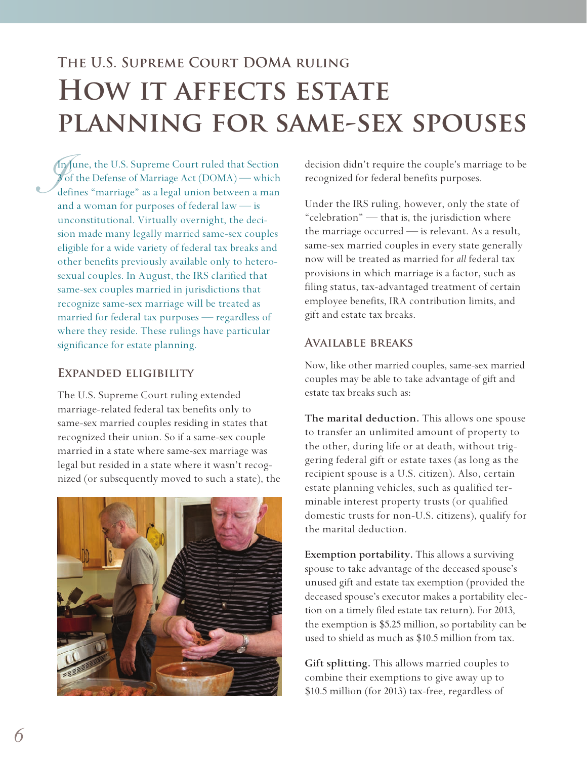### The U.S. Supreme Court DOMA ruling

# How it affects estate planning for same-sex spouses

In June, the U.S. Supreme Court ruled that Section 3 of the Defense of Marriage Act (DOMA) — which defines "marriage" as a legal union between a man and a woman for purposes of federal law — is unconstitutional. Virtually overnight, the decision made many legally married same-sex couples eligible for a wide variety of federal tax breaks and other benefits previously available only to heterosexual couples. In August, the IRS clarified that same-sex couples married in jurisdictions that recognize same-sex marriage will be treated as married for federal tax purposes — regardless of where they reside. These rulings have particular significance for estate planning.

## Expanded eligibility

The U.S. Supreme Court ruling extended marriage-related federal tax benefits only to same-sex married couples residing in states that recognized their union. So if a same-sex couple married in a state where same-sex marriage was legal but resided in a state where it wasn't recognized (or subsequently moved to such a state), the decision didn't require the couple's marriage to be recognized for federal benefits purposes.

Under the IRS ruling, however, only the state of "celebration" — that is, the jurisdiction where the marriage occurred — is relevant. As a result, same-sex married couples in every state generally now will be treated as married for *all* federal tax provisions in which marriage is a factor, such as filing status, tax-advantaged treatment of certain employee benefits, IRA contribution limits, and gift and estate tax breaks.

## Available breaks

Now, like other married couples, same-sex married couples may be able to take advantage of gift and estate tax breaks such as:

**The marital deduction.** This allows one spouse to transfer an unlimited amount of property to the other, during life or at death, without triggering federal gift or estate taxes (as long as the recipient spouse is a U.S. citizen). Also, certain estate planning vehicles, such as qualified terminable interest property trusts (or qualified domestic trusts for non-U.S. citizens), qualify for the marital deduction.

**Exemption portability.** This allows a surviving spouse to take advantage of the deceased spouse's unused gift and estate tax exemption (provided the deceased spouse's executor makes a portability election on a timely filed estate tax return). For 2013, the exemption is $5.25 million, so portability can be used to shield as much as $10.5 million from tax.

**Gift splitting.** This allows married couples to combine their exemptions to give away up to $10.5 million (for 2013) tax-free, regardless of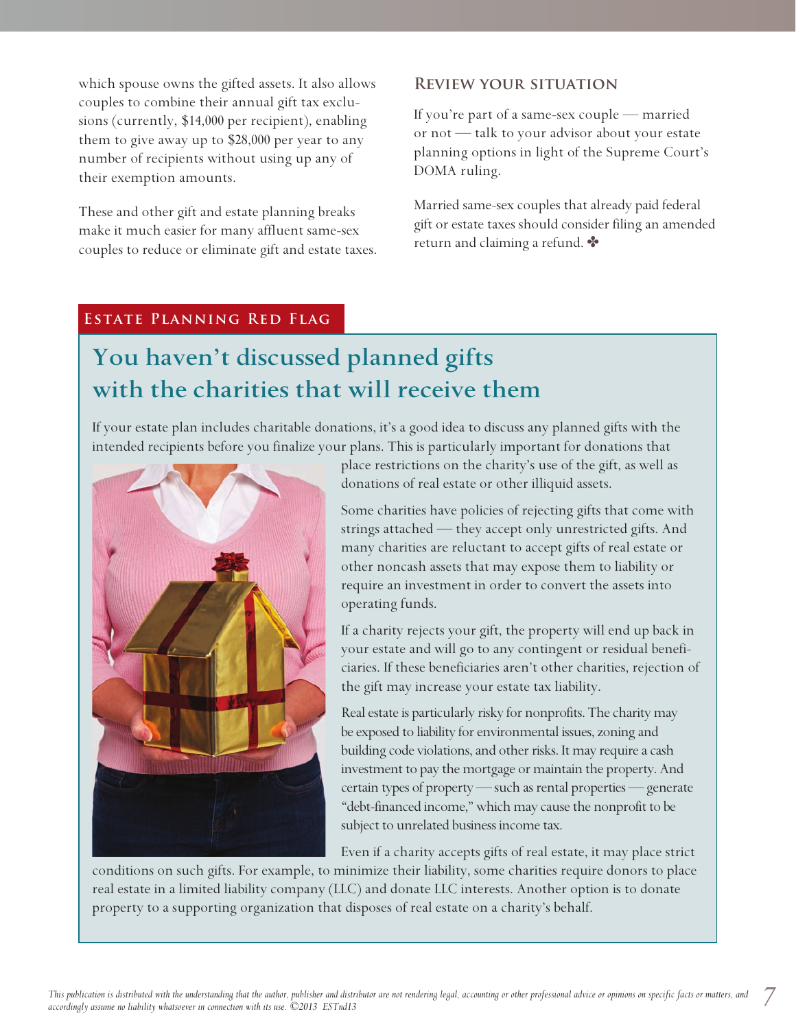which spouse owns the gifted assets. It also allows couples to combine their annual gift tax exclusions (currently, $14,000 per recipient), enabling them to give away up to $28,000 per year to any number of recipients without using up any of their exemption amounts.

These and other gift and estate planning breaks make it much easier for many affluent same-sex couples to reduce or eliminate gift and estate taxes.

### Review your situation

If you're part of a same-sex couple — married or not — talk to your advisor about your estate planning options in light of the Supreme Court's DOMA ruling.

Married same-sex couples that already paid federal gift or estate taxes should consider filing an amended return and claiming a refund. ✤

**Estate Planning Red Flag**

## You haven't discussed planned gifts with the charities that will receive them

If your estate plan includes charitable donations, it's a good idea to discuss any planned gifts with the intended recipients before you finalize your plans. This is particularly important for donations that place restrictions on the charity's use of the gift, as well as donations of real estate or other illiquid assets.

Some charities have policies of rejecting gifts that come with strings attached — they accept only unrestricted gifts. And many charities are reluctant to accept gifts of real estate or other noncash assets that may expose them to liability or require an investment in order to convert the assets into operating funds.

If a charity rejects your gift, the property will end up back in your estate and will go to any contingent or residual beneficiaries. If these beneficiaries aren't other charities, rejection of the gift may increase your estate tax liability.

Real estate is particularly risky for nonprofits. The charity may be exposed to liability for environmental issues, zoning and building code violations, and other risks. It may require a cash investment to pay the mortgage or maintain the property. And certain types of property — such as rental properties — generate "debt-financed income," which may cause the nonprofit to be subject to unrelated business income tax.

Even if a charity accepts gifts of real estate, it may place strict conditions on such gifts. For example, to minimize their liability, some charities require donors to place real estate in a limited liability company (LLC) and donate LLC interests. Another option is to donate property to a supporting organization that disposes of real estate on a charity's behalf.

*This publication is distributed with the understanding that the author, publisher and distributor are not rendering legal, accounting or other professional advice or opinions on specific facts or matters, and accordingly assume no liability whatsoever in connection with its use. ©2013 ESTnd13*